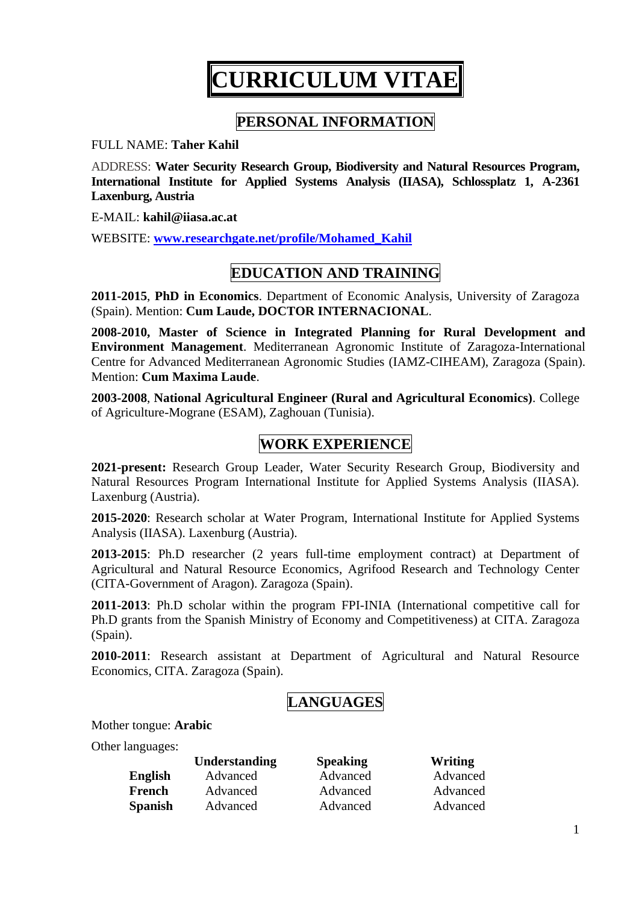# CURRICULUM VITAE

## PERSONAL INFORMATION

FULL NAME: **Taher Kahil**

ADDRESS: **Water Security Research Group, Biodiversity and Natural Resources Program, International Institute for Applied Systems Analysis (IIASA), Schlossplatz 1, A-2361 Laxenburg, Austria**

E-MAIL: **kahil@iiasa.ac.at**

WEBSITE: **[www.researchgate.net/profile/Mohamed_Kahil](www.researchgate.net/profile/Mohamed_Kahil)**

## EDUCATION AND TRAINING

**2011-2015**, **PhD in Economics**. Department of Economic Analysis, University of Zaragoza (Spain). Mention: **Cum Laude, DOCTOR INTERNACIONAL**.

**2008-2010, Master of Science in Integrated Planning for Rural Development and Environment Management**. Mediterranean Agronomic Institute of Zaragoza-International Centre for Advanced Mediterranean Agronomic Studies (IAMZ-CIHEAM), Zaragoza (Spain). Mention: **Cum Maxima Laude**.

**2003-2008**, **National Agricultural Engineer (Rural and Agricultural Economics)**. College of Agriculture-Mograne (ESAM), Zaghouan (Tunisia).

## WORK EXPERIENCE

**2021-present:** Research Group Leader, Water Security Research Group, Biodiversity and Natural Resources Program International Institute for Applied Systems Analysis (IIASA). Laxenburg (Austria).

**2015-2020**: Research scholar at Water Program, International Institute for Applied Systems Analysis (IIASA). Laxenburg (Austria).

**2013-2015**: Ph.D researcher (2 years full-time employment contract) at Department of Agricultural and Natural Resource Economics, Agrifood Research and Technology Center (CITA-Government of Aragon). Zaragoza (Spain).

**2011-2013**: Ph.D scholar within the program FPI-INIA (International competitive call for Ph.D grants from the Spanish Ministry of Economy and Competitiveness) at CITA. Zaragoza (Spain).

**2010-2011**: Research assistant at Department of Agricultural and Natural Resource Economics, CITA. Zaragoza (Spain).

## LANGUAGES

Mother tongue: **Arabic**

Other languages:

| | Understanding | Speaking | Writing |
|---|---|---|---|
| **English** | Advanced | Advanced | Advanced |
| **French** | Advanced | Advanced | Advanced |
| **Spanish** | Advanced | Advanced | Advanced |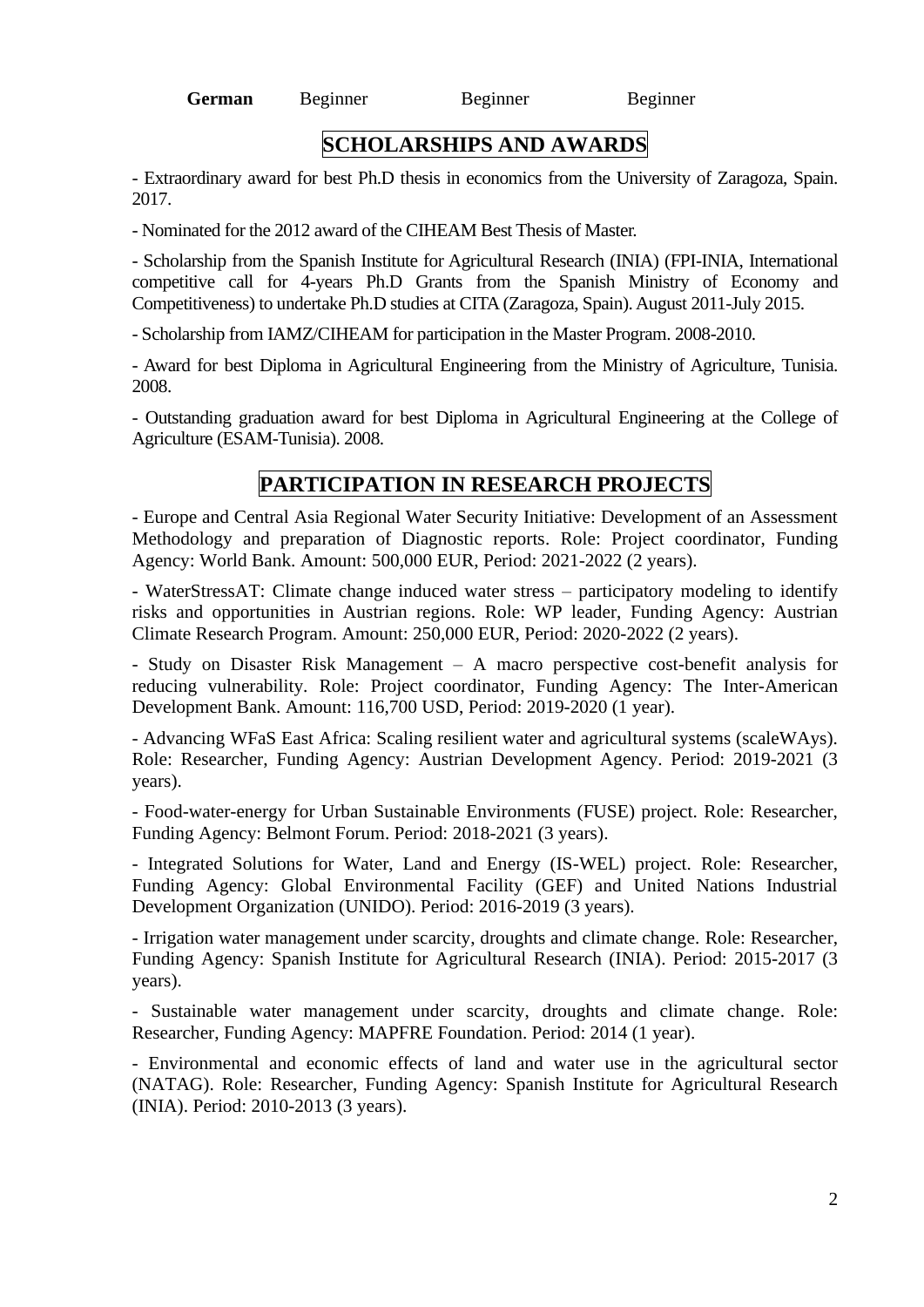| **German** | Beginner | Beginner | Beginner |
|---|---|---|---|

## SCHOLARSHIPS AND AWARDS

- Extraordinary award for best Ph.D thesis in economics from the University of Zaragoza, Spain. 2017.

- Nominated for the 2012 award of the CIHEAM Best Thesis of Master.

- Scholarship from the Spanish Institute for Agricultural Research (INIA) (FPI-INIA, International competitive call for 4-years Ph.D Grants from the Spanish Ministry of Economy and Competitiveness) to undertake Ph.D studies at CITA (Zaragoza, Spain). August 2011-July 2015.

- Scholarship from IAMZ/CIHEAM for participation in the Master Program. 2008-2010.

- Award for best Diploma in Agricultural Engineering from the Ministry of Agriculture, Tunisia. 2008.

- Outstanding graduation award for best Diploma in Agricultural Engineering at the College of Agriculture (ESAM-Tunisia). 2008.

## PARTICIPATION IN RESEARCH PROJECTS

- Europe and Central Asia Regional Water Security Initiative: Development of an Assessment Methodology and preparation of Diagnostic reports. Role: Project coordinator, Funding Agency: World Bank. Amount: 500,000 EUR, Period: 2021-2022 (2 years).

- WaterStressAT: Climate change induced water stress – participatory modeling to identify risks and opportunities in Austrian regions. Role: WP leader, Funding Agency: Austrian Climate Research Program. Amount: 250,000 EUR, Period: 2020-2022 (2 years).

- Study on Disaster Risk Management – A macro perspective cost-benefit analysis for reducing vulnerability. Role: Project coordinator, Funding Agency: The Inter-American Development Bank. Amount: 116,700 USD, Period: 2019-2020 (1 year).

- Advancing WFaS East Africa: Scaling resilient water and agricultural systems (scaleWAys). Role: Researcher, Funding Agency: Austrian Development Agency. Period: 2019-2021 (3 years).

- Food-water-energy for Urban Sustainable Environments (FUSE) project. Role: Researcher, Funding Agency: Belmont Forum. Period: 2018-2021 (3 years).

- Integrated Solutions for Water, Land and Energy (IS-WEL) project. Role: Researcher, Funding Agency: Global Environmental Facility (GEF) and United Nations Industrial Development Organization (UNIDO). Period: 2016-2019 (3 years).

- Irrigation water management under scarcity, droughts and climate change. Role: Researcher, Funding Agency: Spanish Institute for Agricultural Research (INIA). Period: 2015-2017 (3 years).

- Sustainable water management under scarcity, droughts and climate change. Role: Researcher, Funding Agency: MAPFRE Foundation. Period: 2014 (1 year).

- Environmental and economic effects of land and water use in the agricultural sector (NATAG). Role: Researcher, Funding Agency: Spanish Institute for Agricultural Research (INIA). Period: 2010-2013 (3 years).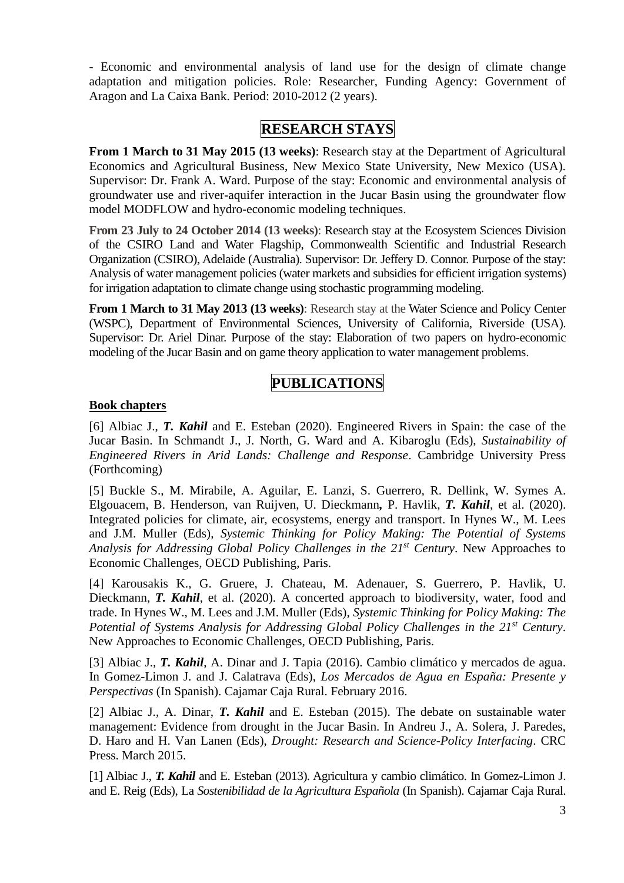- Economic and environmental analysis of land use for the design of climate change adaptation and mitigation policies. Role: Researcher, Funding Agency: Government of Aragon and La Caixa Bank. Period: 2010-2012 (2 years).

## RESEARCH STAYS

**From 1 March to 31 May 2015 (13 weeks)**: Research stay at the Department of Agricultural Economics and Agricultural Business, New Mexico State University, New Mexico (USA). Supervisor: Dr. Frank A. Ward. Purpose of the stay: Economic and environmental analysis of groundwater use and river-aquifer interaction in the Jucar Basin using the groundwater flow model MODFLOW and hydro-economic modeling techniques.

**From 23 July to 24 October 2014 (13 weeks)**: Research stay at the Ecosystem Sciences Division of the CSIRO Land and Water Flagship, Commonwealth Scientific and Industrial Research Organization (CSIRO), Adelaide (Australia). Supervisor: Dr. Jeffery D. Connor. Purpose of the stay: Analysis of water management policies (water markets and subsidies for efficient irrigation systems) for irrigation adaptation to climate change using stochastic programming modeling.

**From 1 March to 31 May 2013 (13 weeks)**: Research stay at the Water Science and Policy Center (WSPC), Department of Environmental Sciences, University of California, Riverside (USA). Supervisor: Dr. Ariel Dinar. Purpose of the stay: Elaboration of two papers on hydro-economic modeling of the Jucar Basin and on game theory application to water management problems.

## PUBLICATIONS

**Book chapters**

[6] Albiac J., ***T. Kahil*** and E. Esteban (2020). Engineered Rivers in Spain: the case of the Jucar Basin. In Schmandt J., J. North, G. Ward and A. Kibaroglu (Eds), *Sustainability of Engineered Rivers in Arid Lands: Challenge and Response*. Cambridge University Press (Forthcoming)

[5] Buckle S., M. Mirabile, A. Aguilar, E. Lanzi, S. Guerrero, R. Dellink, W. Symes A. Elgouacem, B. Henderson, van Ruijven, U. Dieckmann**,** P. Havlik, ***T. Kahil***, et al. (2020). Integrated policies for climate, air, ecosystems, energy and transport. In Hynes W., M. Lees and J.M. Muller (Eds), *Systemic Thinking for Policy Making: The Potential of Systems Analysis for Addressing Global Policy Challenges in the 21st Century*. New Approaches to Economic Challenges, OECD Publishing, Paris.

[4] Karousakis K., G. Gruere, J. Chateau, M. Adenauer, S. Guerrero, P. Havlik, U. Dieckmann, ***T. Kahil***, et al. (2020). A concerted approach to biodiversity, water, food and trade. In Hynes W., M. Lees and J.M. Muller (Eds), *Systemic Thinking for Policy Making: The Potential of Systems Analysis for Addressing Global Policy Challenges in the 21st Century*. New Approaches to Economic Challenges, OECD Publishing, Paris.

[3] Albiac J., ***T. Kahil***, A. Dinar and J. Tapia (2016). Cambio climático y mercados de agua. In Gomez-Limon J. and J. Calatrava (Eds), *Los Mercados de Agua en España: Presente y Perspectivas* (In Spanish). Cajamar Caja Rural. February 2016.

[2] Albiac J., A. Dinar, ***T. Kahil*** and E. Esteban (2015). The debate on sustainable water management: Evidence from drought in the Jucar Basin. In Andreu J., A. Solera, J. Paredes, D. Haro and H. Van Lanen (Eds), *Drought: Research and Science-Policy Interfacing*. CRC Press. March 2015.

[1] Albiac J., ***T. Kahil*** and E. Esteban (2013). Agricultura y cambio climático. In Gomez-Limon J. and E. Reig (Eds), La *Sostenibilidad de la Agricultura Española* (In Spanish). Cajamar Caja Rural.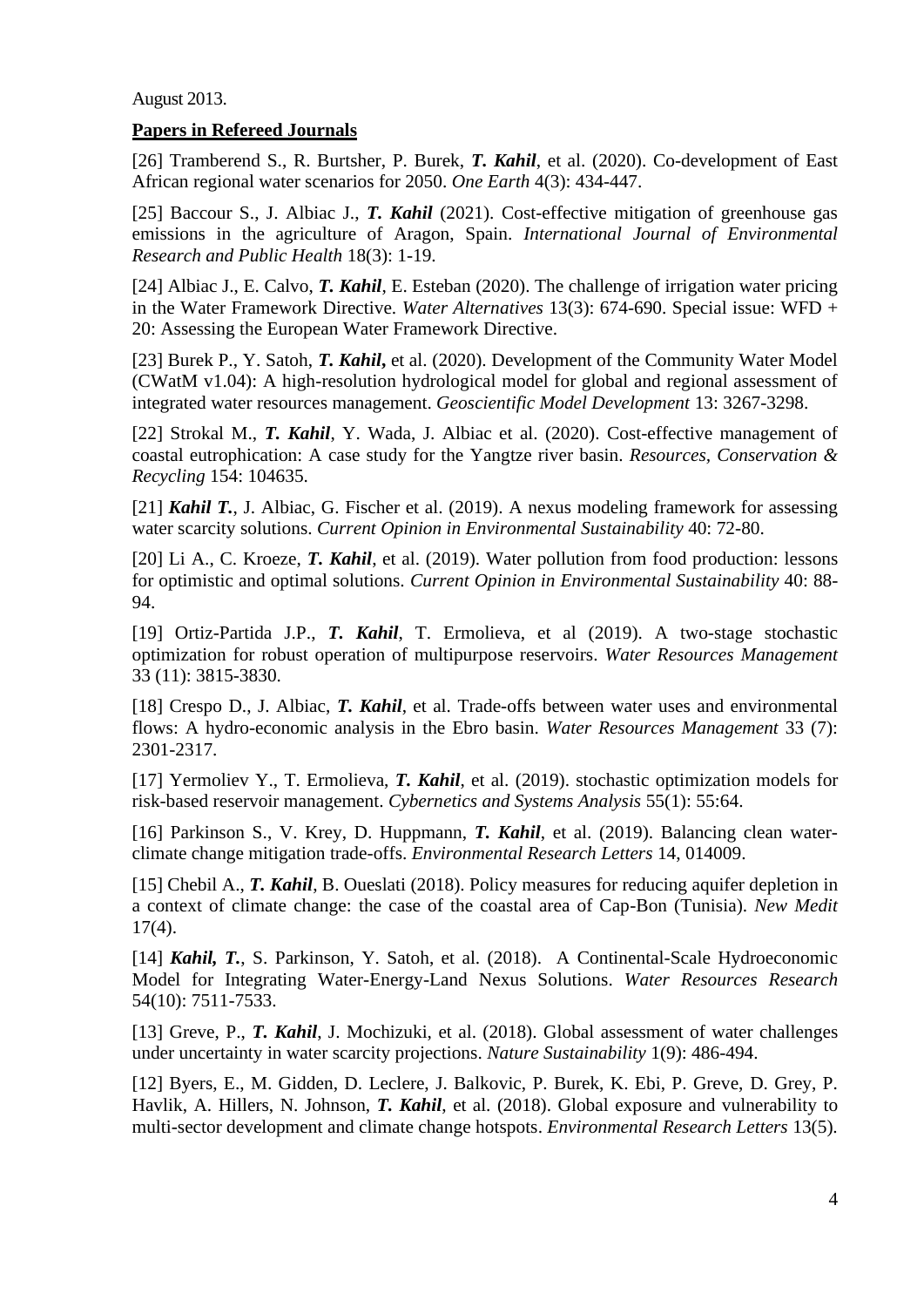August 2013.

**Papers in Refereed Journals**

[26] Tramberend S., R. Burtsher, P. Burek, ***T. Kahil***, et al. (2020). Co-development of East African regional water scenarios for 2050. *One Earth* 4(3): 434-447.

[25] Baccour S., J. Albiac J., ***T. Kahil*** (2021). Cost-effective mitigation of greenhouse gas emissions in the agriculture of Aragon, Spain. *International Journal of Environmental Research and Public Health* 18(3): 1-19.

[24] Albiac J., E. Calvo, ***T. Kahil***, E. Esteban (2020). The challenge of irrigation water pricing in the Water Framework Directive. *Water Alternatives* 13(3): 674-690. Special issue: WFD + 20: Assessing the European Water Framework Directive.

[23] Burek P., Y. Satoh, ***T. Kahil,*** et al. (2020). Development of the Community Water Model (CWatM v1.04): A high-resolution hydrological model for global and regional assessment of integrated water resources management. *Geoscientific Model Development* 13: 3267-3298.

[22] Strokal M., ***T. Kahil***, Y. Wada, J. Albiac et al. (2020). Cost-effective management of coastal eutrophication: A case study for the Yangtze river basin. *Resources, Conservation & Recycling* 154: 104635.

[21] ***Kahil T.***, J. Albiac, G. Fischer et al. (2019). A nexus modeling framework for assessing water scarcity solutions. *Current Opinion in Environmental Sustainability* 40: 72-80.

[20] Li A., C. Kroeze, ***T. Kahil***, et al. (2019). Water pollution from food production: lessons for optimistic and optimal solutions. *Current Opinion in Environmental Sustainability* 40: 88-94.

[19] Ortiz-Partida J.P., ***T. Kahil***, T. Ermolieva, et al (2019). A two-stage stochastic optimization for robust operation of multipurpose reservoirs. *Water Resources Management* 33 (11): 3815-3830.

[18] Crespo D., J. Albiac, ***T. Kahil***, et al. Trade-offs between water uses and environmental flows: A hydro-economic analysis in the Ebro basin. *Water Resources Management* 33 (7): 2301-2317.

[17] Yermoliev Y., T. Ermolieva, ***T. Kahil***, et al. (2019). stochastic optimization models for risk-based reservoir management. *Cybernetics and Systems Analysis* 55(1): 55:64.

[16] Parkinson S., V. Krey, D. Huppmann, ***T. Kahil***, et al. (2019). Balancing clean water-climate change mitigation trade-offs. *Environmental Research Letters* 14, 014009.

[15] Chebil A., ***T. Kahil***, B. Oueslati (2018). Policy measures for reducing aquifer depletion in a context of climate change: the case of the coastal area of Cap-Bon (Tunisia). *New Medit* 17(4).

[14] ***Kahil, T.***, S. Parkinson, Y. Satoh, et al. (2018). A Continental-Scale Hydroeconomic Model for Integrating Water-Energy-Land Nexus Solutions. *Water Resources Research* 54(10): 7511-7533.

[13] Greve, P., ***T. Kahil***, J. Mochizuki, et al. (2018). Global assessment of water challenges under uncertainty in water scarcity projections. *Nature Sustainability* 1(9): 486-494.

[12] Byers, E., M. Gidden, D. Leclere, J. Balkovic, P. Burek, K. Ebi, P. Greve, D. Grey, P. Havlik, A. Hillers, N. Johnson, ***T. Kahil***, et al. (2018). Global exposure and vulnerability to multi-sector development and climate change hotspots. *Environmental Research Letters* 13(5).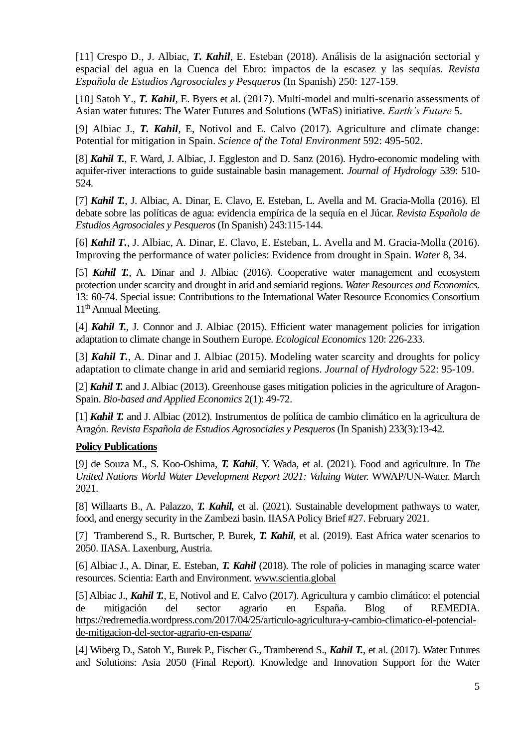[11] Crespo D., J. Albiac, ***T. Kahil***, E. Esteban (2018). Análisis de la asignación sectorial y espacial del agua en la Cuenca del Ebro: impactos de la escasez y las sequías. *Revista Española de Estudios Agrosociales y Pesqueros* (In Spanish) 250: 127-159.

[10] Satoh Y., ***T. Kahil***, E. Byers et al. (2017). Multi-model and multi-scenario assessments of Asian water futures: The Water Futures and Solutions (WFaS) initiative. *Earth's Future* 5.

[9] Albiac J., ***T. Kahil***, E, Notivol and E. Calvo (2017). Agriculture and climate change: Potential for mitigation in Spain. *Science of the Total Environment* 592: 495-502.

[8] ***Kahil T.***, F. Ward, J. Albiac, J. Eggleston and D. Sanz (2016). Hydro-economic modeling with aquifer-river interactions to guide sustainable basin management. *Journal of Hydrology* 539: 510-524.

[7] ***Kahil T.***, J. Albiac, A. Dinar, E. Clavo, E. Esteban, L. Avella and M. Gracia-Molla (2016). El debate sobre las políticas de agua: evidencia empírica de la sequía en el Júcar. *Revista Española de Estudios Agrosociales y Pesqueros* (In Spanish) 243:115-144.

[6] ***Kahil T.***, J. Albiac, A. Dinar, E. Clavo, E. Esteban, L. Avella and M. Gracia-Molla (2016). Improving the performance of water policies: Evidence from drought in Spain. *Water* 8, 34.

[5] ***Kahil T.***, A. Dinar and J. Albiac (2016). Cooperative water management and ecosystem protection under scarcity and drought in arid and semiarid regions. *Water Resources and Economics.* 13: 60-74. Special issue: Contributions to the International Water Resource Economics Consortium 11th Annual Meeting.

[4] ***Kahil T.***, J. Connor and J. Albiac (2015). Efficient water management policies for irrigation adaptation to climate change in Southern Europe. *Ecological Economics* 120: 226-233.

[3] ***Kahil T.***, A. Dinar and J. Albiac (2015). Modeling water scarcity and droughts for policy adaptation to climate change in arid and semiarid regions. *Journal of Hydrology* 522: 95-109.

[2] ***Kahil T.*** and J. Albiac (2013). Greenhouse gases mitigation policies in the agriculture of Aragon-Spain. *Bio-based and Applied Economics* 2(1): 49-72.

[1] ***Kahil T.*** and J. Albiac (2012). Instrumentos de política de cambio climático en la agricultura de Aragón. *Revista Española de Estudios Agrosociales y Pesqueros* (In Spanish) 233(3):13-42.

**Policy Publications**

[9] de Souza M., S. Koo-Oshima, ***T. Kahil***, Y. Wada, et al. (2021). Food and agriculture. In *The United Nations World Water Development Report 2021: Valuing Water.* WWAP/UN-Water. March 2021.

[8] Willaarts B., A. Palazzo, ***T. Kahil,*** et al. (2021). Sustainable development pathways to water, food, and energy security in the Zambezi basin. IIASA Policy Brief #27. February 2021.

[7] Tramberend S., R. Burtscher, P. Burek, ***T. Kahil***, et al. (2019). East Africa water scenarios to 2050. IIASA. Laxenburg, Austria.

[6] Albiac J., A. Dinar, E. Esteban, ***T. Kahil*** (2018). The role of policies in managing scarce water resources. Scientia: Earth and Environment. www.scientia.global

[5] Albiac J., ***Kahil T.***, E, Notivol and E. Calvo (2017). Agricultura y cambio climático: el potencial de mitigación del sector agrario en España. Blog of REMEDIA. https://redremedia.wordpress.com/2017/04/25/articulo-agricultura-y-cambio-climatico-el-potencial-de-mitigacion-del-sector-agrario-en-espana/

[4] Wiberg D., Satoh Y., Burek P., Fischer G., Tramberend S., ***Kahil T.***, et al. (2017). Water Futures and Solutions: Asia 2050 (Final Report). Knowledge and Innovation Support for the Water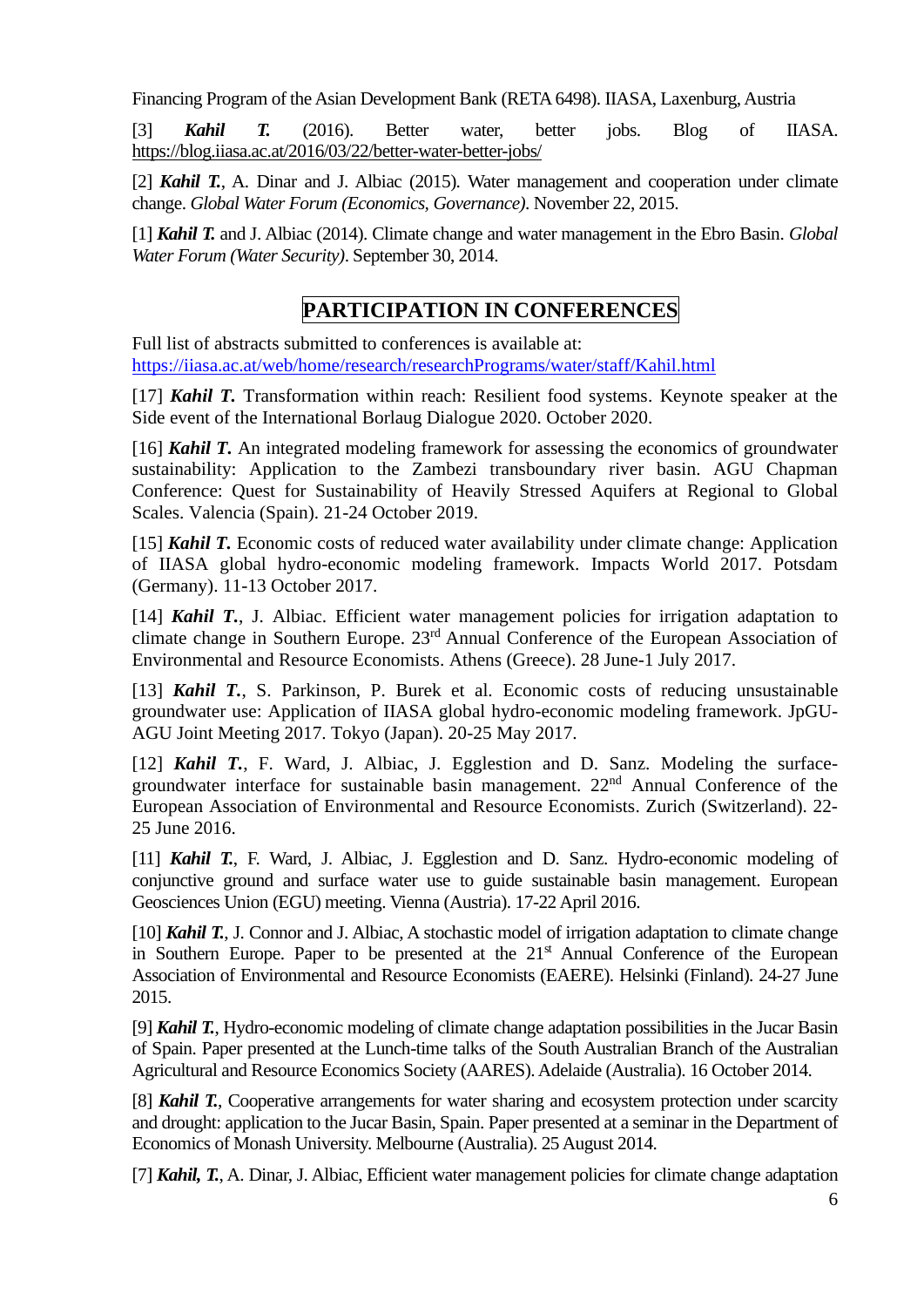Financing Program of the Asian Development Bank (RETA 6498). IIASA, Laxenburg, Austria

[3] ***Kahil T.*** (2016). Better water, better jobs. Blog of IIASA. https://blog.iiasa.ac.at/2016/03/22/better-water-better-jobs/

[2] ***Kahil T.***, A. Dinar and J. Albiac (2015). Water management and cooperation under climate change. *Global Water Forum (Economics, Governance)*. November 22, 2015.

[1] ***Kahil T.*** and J. Albiac (2014). Climate change and water management in the Ebro Basin. *Global Water Forum (Water Security)*. September 30, 2014.

## PARTICIPATION IN CONFERENCES

Full list of abstracts submitted to conferences is available at: https://iiasa.ac.at/web/home/research/researchPrograms/water/staff/Kahil.html

[17] ***Kahil T.*** Transformation within reach: Resilient food systems. Keynote speaker at the Side event of the International Borlaug Dialogue 2020. October 2020.

[16] ***Kahil T.*** An integrated modeling framework for assessing the economics of groundwater sustainability: Application to the Zambezi transboundary river basin. AGU Chapman Conference: Quest for Sustainability of Heavily Stressed Aquifers at Regional to Global Scales. Valencia (Spain). 21-24 October 2019.

[15] ***Kahil T.*** Economic costs of reduced water availability under climate change: Application of IIASA global hydro-economic modeling framework. Impacts World 2017. Potsdam (Germany). 11-13 October 2017.

[14] ***Kahil T.***, J. Albiac. Efficient water management policies for irrigation adaptation to climate change in Southern Europe. 23rd Annual Conference of the European Association of Environmental and Resource Economists. Athens (Greece). 28 June-1 July 2017.

[13] ***Kahil T.***, S. Parkinson, P. Burek et al. Economic costs of reducing unsustainable groundwater use: Application of IIASA global hydro-economic modeling framework. JpGU-AGU Joint Meeting 2017. Tokyo (Japan). 20-25 May 2017.

[12] ***Kahil T.***, F. Ward, J. Albiac, J. Egglestion and D. Sanz. Modeling the surface-groundwater interface for sustainable basin management. 22nd Annual Conference of the European Association of Environmental and Resource Economists. Zurich (Switzerland). 22-25 June 2016.

[11] ***Kahil T.***, F. Ward, J. Albiac, J. Egglestion and D. Sanz. Hydro-economic modeling of conjunctive ground and surface water use to guide sustainable basin management. European Geosciences Union (EGU) meeting. Vienna (Austria). 17-22 April 2016.

[10] ***Kahil T.***, J. Connor and J. Albiac, A stochastic model of irrigation adaptation to climate change in Southern Europe. Paper to be presented at the 21st Annual Conference of the European Association of Environmental and Resource Economists (EAERE). Helsinki (Finland). 24-27 June 2015.

[9] ***Kahil T.***, Hydro-economic modeling of climate change adaptation possibilities in the Jucar Basin of Spain. Paper presented at the Lunch-time talks of the South Australian Branch of the Australian Agricultural and Resource Economics Society (AARES). Adelaide (Australia). 16 October 2014.

[8] ***Kahil T.***, Cooperative arrangements for water sharing and ecosystem protection under scarcity and drought: application to the Jucar Basin, Spain. Paper presented at a seminar in the Department of Economics of Monash University. Melbourne (Australia). 25 August 2014.

[7] ***Kahil, T.***, A. Dinar, J. Albiac, Efficient water management policies for climate change adaptation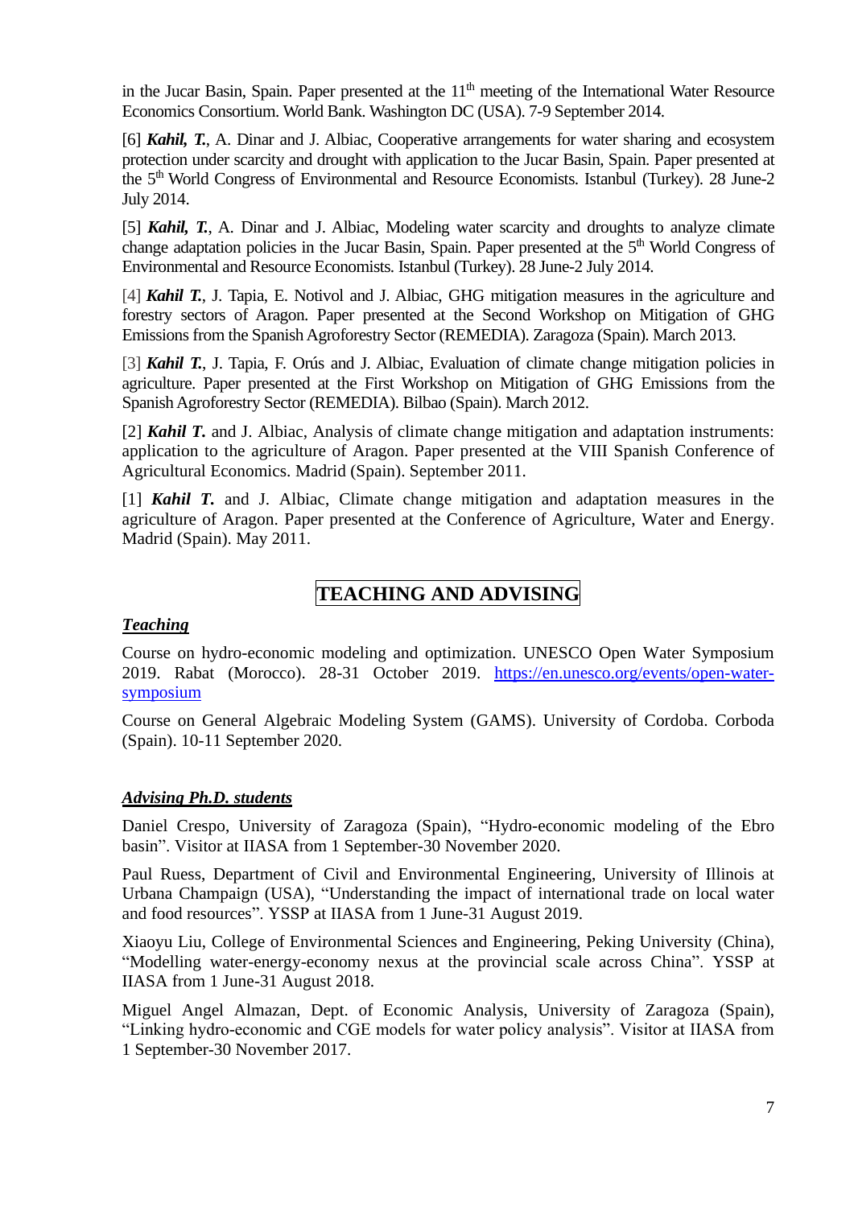in the Jucar Basin, Spain. Paper presented at the 11th meeting of the International Water Resource Economics Consortium. World Bank. Washington DC (USA). 7-9 September 2014.

[6] ***Kahil, T.***, A. Dinar and J. Albiac, Cooperative arrangements for water sharing and ecosystem protection under scarcity and drought with application to the Jucar Basin, Spain. Paper presented at the 5th World Congress of Environmental and Resource Economists. Istanbul (Turkey). 28 June-2 July 2014.

[5] ***Kahil, T.***, A. Dinar and J. Albiac, Modeling water scarcity and droughts to analyze climate change adaptation policies in the Jucar Basin, Spain. Paper presented at the 5th World Congress of Environmental and Resource Economists. Istanbul (Turkey). 28 June-2 July 2014.

[4] ***Kahil T.***, J. Tapia, E. Notivol and J. Albiac, GHG mitigation measures in the agriculture and forestry sectors of Aragon. Paper presented at the Second Workshop on Mitigation of GHG Emissions from the Spanish Agroforestry Sector (REMEDIA). Zaragoza (Spain). March 2013.

[3] ***Kahil T.***, J. Tapia, F. Orús and J. Albiac, Evaluation of climate change mitigation policies in agriculture. Paper presented at the First Workshop on Mitigation of GHG Emissions from the Spanish Agroforestry Sector (REMEDIA). Bilbao (Spain). March 2012.

[2] ***Kahil T.*** and J. Albiac, Analysis of climate change mitigation and adaptation instruments: application to the agriculture of Aragon. Paper presented at the VIII Spanish Conference of Agricultural Economics. Madrid (Spain). September 2011.

[1] ***Kahil T.*** and J. Albiac, Climate change mitigation and adaptation measures in the agriculture of Aragon. Paper presented at the Conference of Agriculture, Water and Energy. Madrid (Spain). May 2011.

## TEACHING AND ADVISING

### ***Teaching***

Course on hydro-economic modeling and optimization. UNESCO Open Water Symposium 2019. Rabat (Morocco). 28-31 October 2019. https://en.unesco.org/events/open-water-symposium

Course on General Algebraic Modeling System (GAMS). University of Cordoba. Corboda (Spain). 10-11 September 2020.

### ***Advising Ph.D. students***

Daniel Crespo, University of Zaragoza (Spain), "Hydro-economic modeling of the Ebro basin". Visitor at IIASA from 1 September-30 November 2020.

Paul Ruess, Department of Civil and Environmental Engineering, University of Illinois at Urbana Champaign (USA), "Understanding the impact of international trade on local water and food resources". YSSP at IIASA from 1 June-31 August 2019.

Xiaoyu Liu, College of Environmental Sciences and Engineering, Peking University (China), "Modelling water-energy-economy nexus at the provincial scale across China". YSSP at IIASA from 1 June-31 August 2018.

Miguel Angel Almazan, Dept. of Economic Analysis, University of Zaragoza (Spain), "Linking hydro-economic and CGE models for water policy analysis". Visitor at IIASA from 1 September-30 November 2017.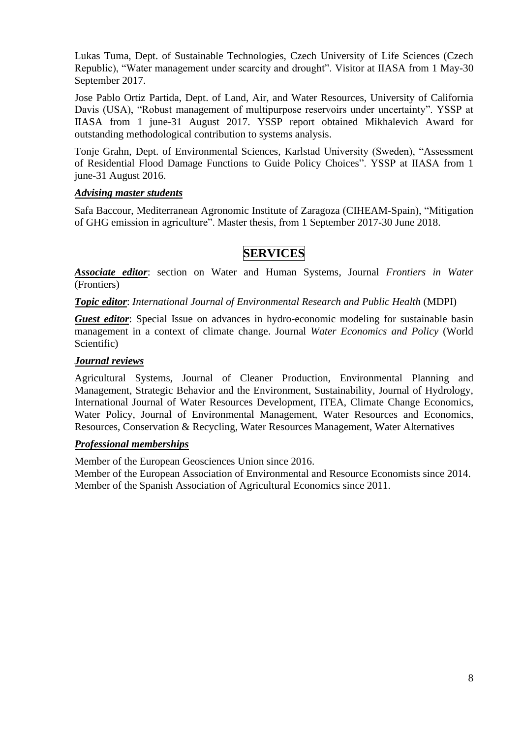Lukas Tuma, Dept. of Sustainable Technologies, Czech University of Life Sciences (Czech Republic), “Water management under scarcity and drought”. Visitor at IIASA from 1 May-30 September 2017.

Jose Pablo Ortiz Partida, Dept. of Land, Air, and Water Resources, University of California Davis (USA), “Robust management of multipurpose reservoirs under uncertainty”. YSSP at IIASA from 1 june-31 August 2017. YSSP report obtained Mikhalevich Award for outstanding methodological contribution to systems analysis.

Tonje Grahn, Dept. of Environmental Sciences, Karlstad University (Sweden), “Assessment of Residential Flood Damage Functions to Guide Policy Choices”. YSSP at IIASA from 1 june-31 August 2016.

***Advising master students***

Safa Baccour, Mediterranean Agronomic Institute of Zaragoza (CIHEAM-Spain), “Mitigation of GHG emission in agriculture”. Master thesis, from 1 September 2017-30 June 2018.

## SERVICES

***Associate editor***: section on Water and Human Systems, Journal *Frontiers in Water* (Frontiers)

***Topic editor***: *International Journal of Environmental Research and Public Health* (MDPI)

***Guest editor***: Special Issue on advances in hydro-economic modeling for sustainable basin management in a context of climate change. Journal *Water Economics and Policy* (World Scientific)

***Journal reviews***

Agricultural Systems, Journal of Cleaner Production, Environmental Planning and Management, Strategic Behavior and the Environment, Sustainability, Journal of Hydrology, International Journal of Water Resources Development, ITEA, Climate Change Economics, Water Policy, Journal of Environmental Management, Water Resources and Economics, Resources, Conservation & Recycling, Water Resources Management, Water Alternatives

***Professional memberships***

Member of the European Geosciences Union since 2016.
Member of the European Association of Environmental and Resource Economists since 2014.
Member of the Spanish Association of Agricultural Economics since 2011.